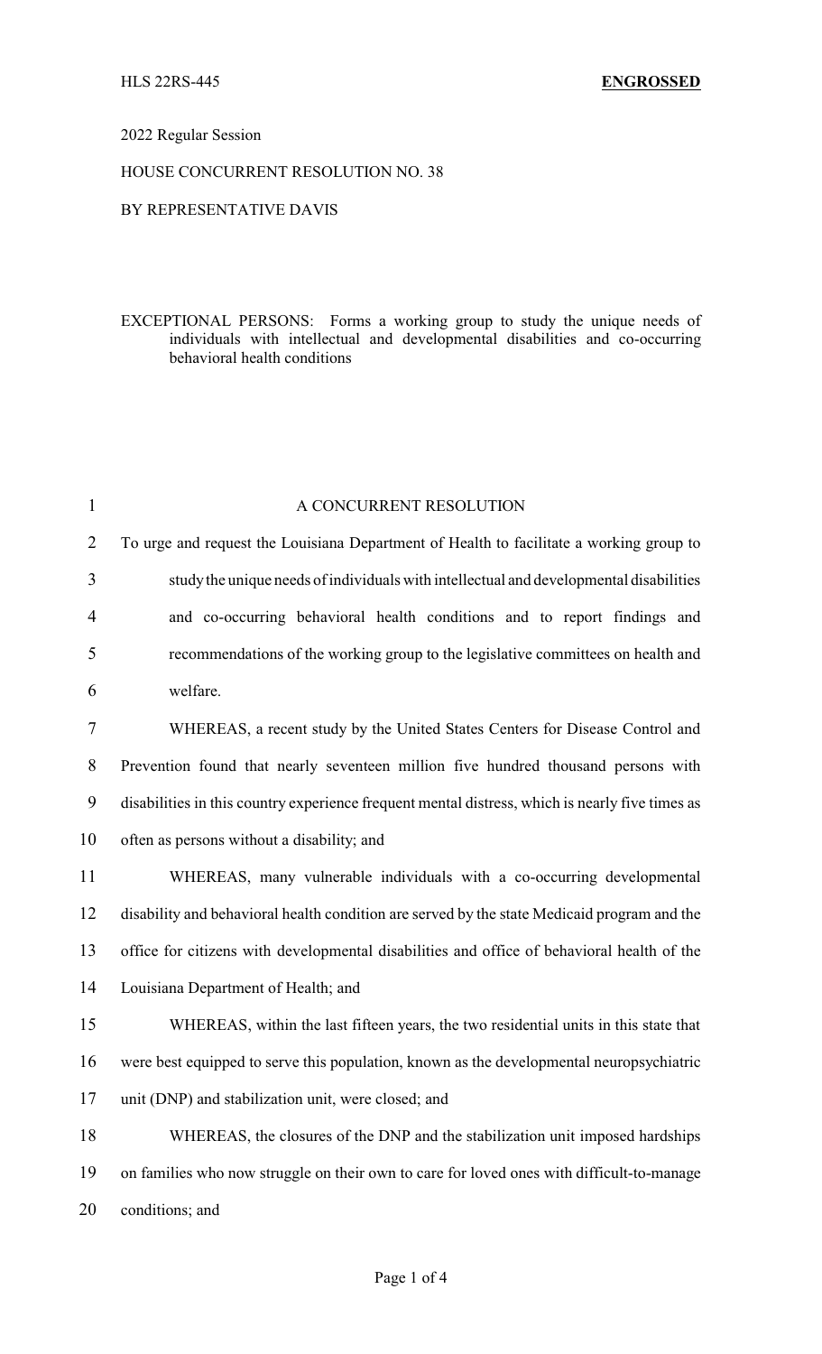HLS 22RS-445 **ENGROSSED**

2022 Regular Session

HOUSE CONCURRENT RESOLUTION NO. 38

BY REPRESENTATIVE DAVIS

EXCEPTIONAL PERSONS: Forms a working group to study the unique needs of individuals with intellectual and developmental disabilities and co-occurring behavioral health conditions

A CONCURRENT RESOLUTION

To urge and request the Louisiana Department of Health to facilitate a working group to study the unique needs of individuals with intellectual and developmental disabilities and co-occurring behavioral health conditions and to report findings and recommendations of the working group to the legislative committees on health and welfare.

WHEREAS, a recent study by the United States Centers for Disease Control and Prevention found that nearly seventeen million five hundred thousand persons with disabilities in this country experience frequent mental distress, which is nearly five times as often as persons without a disability; and

WHEREAS, many vulnerable individuals with a co-occurring developmental disability and behavioral health condition are served by the state Medicaid program and the office for citizens with developmental disabilities and office of behavioral health of the Louisiana Department of Health; and

WHEREAS, within the last fifteen years, the two residential units in this state that were best equipped to serve this population, known as the developmental neuropsychiatric unit (DNP) and stabilization unit, were closed; and

WHEREAS, the closures of the DNP and the stabilization unit imposed hardships on families who now struggle on their own to care for loved ones with difficult-to-manage conditions; and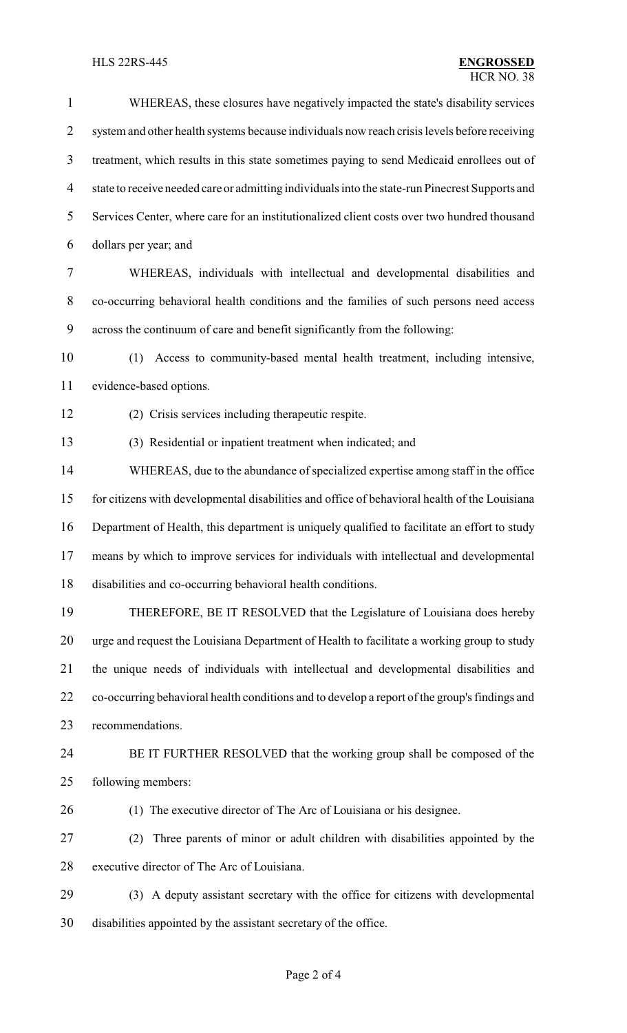WHEREAS, these closures have negatively impacted the state's disability services system and other health systems because individuals now reach crisis levels before receiving treatment, which results in this state sometimes paying to send Medicaid enrollees out of state to receive needed care or admitting individuals into the state-run Pinecrest Supports and Services Center, where care for an institutionalized client costs over two hundred thousand dollars per year; and

WHEREAS, individuals with intellectual and developmental disabilities and co-occurring behavioral health conditions and the families of such persons need access across the continuum of care and benefit significantly from the following:

(1) Access to community-based mental health treatment, including intensive, evidence-based options.

(2) Crisis services including therapeutic respite.

(3) Residential or inpatient treatment when indicated; and

WHEREAS, due to the abundance of specialized expertise among staff in the office for citizens with developmental disabilities and office of behavioral health of the Louisiana Department of Health, this department is uniquely qualified to facilitate an effort to study means by which to improve services for individuals with intellectual and developmental disabilities and co-occurring behavioral health conditions.

THEREFORE, BE IT RESOLVED that the Legislature of Louisiana does hereby urge and request the Louisiana Department of Health to facilitate a working group to study the unique needs of individuals with intellectual and developmental disabilities and co-occurring behavioral health conditions and to develop a report of the group's findings and recommendations.

BE IT FURTHER RESOLVED that the working group shall be composed of the following members:

(1) The executive director of The Arc of Louisiana or his designee.

(2) Three parents of minor or adult children with disabilities appointed by the executive director of The Arc of Louisiana.

(3) A deputy assistant secretary with the office for citizens with developmental disabilities appointed by the assistant secretary of the office.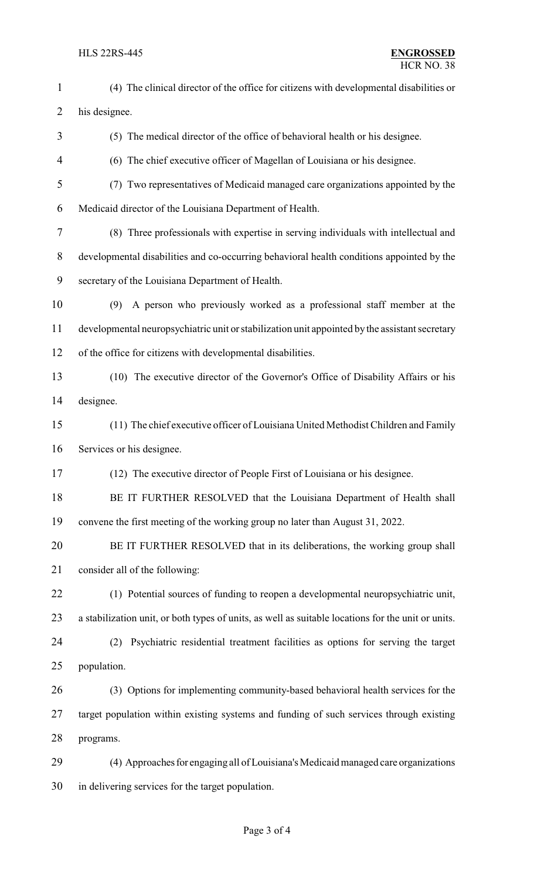(4) The clinical director of the office for citizens with developmental disabilities or his designee.

(5) The medical director of the office of behavioral health or his designee.

(6) The chief executive officer of Magellan of Louisiana or his designee.

(7) Two representatives of Medicaid managed care organizations appointed by the Medicaid director of the Louisiana Department of Health.

(8) Three professionals with expertise in serving individuals with intellectual and developmental disabilities and co-occurring behavioral health conditions appointed by the secretary of the Louisiana Department of Health.

(9) A person who previously worked as a professional staff member at the developmental neuropsychiatric unit or stabilization unit appointed by the assistant secretary of the office for citizens with developmental disabilities.

(10) The executive director of the Governor's Office of Disability Affairs or his designee.

(11) The chief executive officer of Louisiana United Methodist Children and Family Services or his designee.

(12) The executive director of People First of Louisiana or his designee.

BE IT FURTHER RESOLVED that the Louisiana Department of Health shall convene the first meeting of the working group no later than August 31, 2022.

BE IT FURTHER RESOLVED that in its deliberations, the working group shall consider all of the following:

(1) Potential sources of funding to reopen a developmental neuropsychiatric unit, a stabilization unit, or both types of units, as well as suitable locations for the unit or units.

(2) Psychiatric residential treatment facilities as options for serving the target population.

(3) Options for implementing community-based behavioral health services for the target population within existing systems and funding of such services through existing programs.

(4) Approaches for engaging all of Louisiana's Medicaid managed care organizations in delivering services for the target population.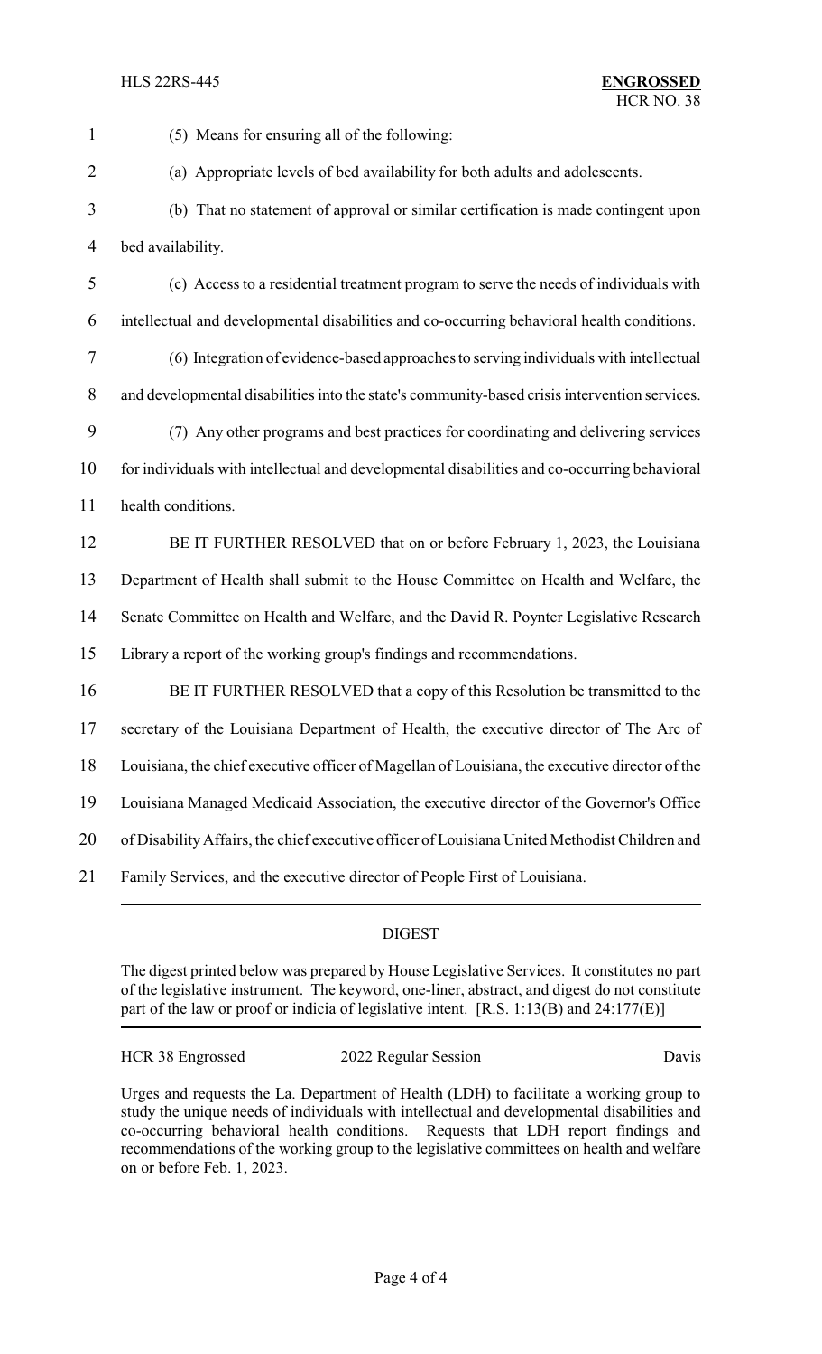(5) Means for ensuring all of the following:

(a) Appropriate levels of bed availability for both adults and adolescents.

(b) That no statement of approval or similar certification is made contingent upon bed availability.

(c) Access to a residential treatment program to serve the needs of individuals with intellectual and developmental disabilities and co-occurring behavioral health conditions.

(6) Integration of evidence-based approaches to serving individuals with intellectual and developmental disabilities into the state's community-based crisis intervention services.

(7) Any other programs and best practices for coordinating and delivering services for individuals with intellectual and developmental disabilities and co-occurring behavioral health conditions.

BE IT FURTHER RESOLVED that on or before February 1, 2023, the Louisiana Department of Health shall submit to the House Committee on Health and Welfare, the Senate Committee on Health and Welfare, and the David R. Poynter Legislative Research Library a report of the working group's findings and recommendations.

BE IT FURTHER RESOLVED that a copy of this Resolution be transmitted to the secretary of the Louisiana Department of Health, the executive director of The Arc of Louisiana, the chief executive officer of Magellan of Louisiana, the executive director of the Louisiana Managed Medicaid Association, the executive director of the Governor's Office of Disability Affairs, the chief executive officer of Louisiana United Methodist Children and Family Services, and the executive director of People First of Louisiana.

## DIGEST

The digest printed below was prepared by House Legislative Services. It constitutes no part of the legislative instrument. The keyword, one-liner, abstract, and digest do not constitute part of the law or proof or indicia of legislative intent. [R.S. 1:13(B) and 24:177(E)]

HCR 38 Engrossed 2022 Regular Session Davis

Urges and requests the La. Department of Health (LDH) to facilitate a working group to study the unique needs of individuals with intellectual and developmental disabilities and co-occurring behavioral health conditions. Requests that LDH report findings and recommendations of the working group to the legislative committees on health and welfare on or before Feb. 1, 2023.